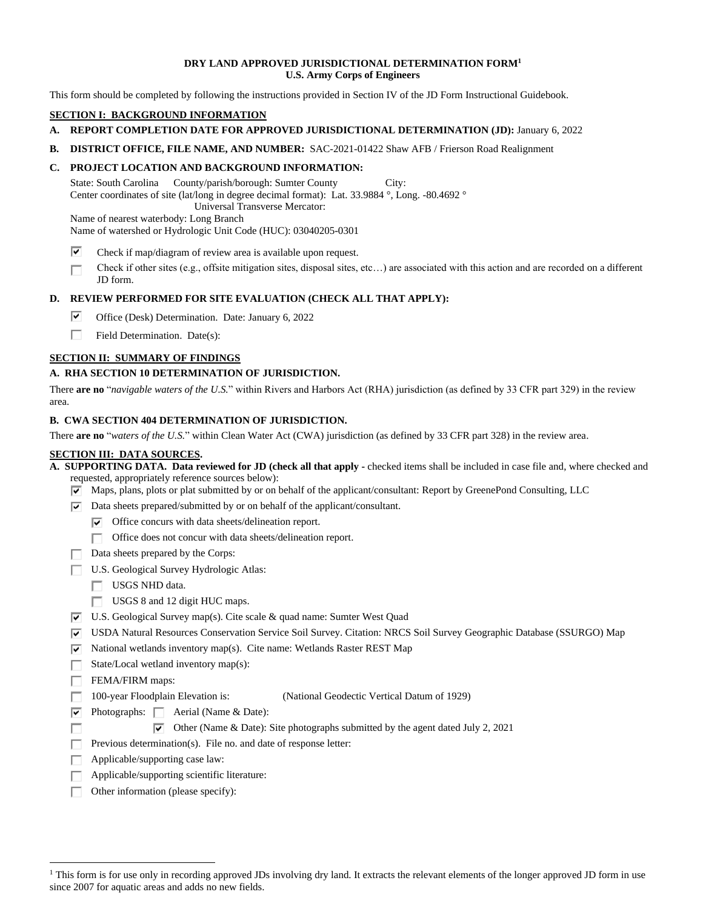# DRY LAND APPROVED JURISDICTIONAL DETERMINATION FORM[1]
## U.S. Army Corps of Engineers

This form should be completed by following the instructions provided in Section IV of the JD Form Instructional Guidebook.

## SECTION I: BACKGROUND INFORMATION

**A. REPORT COMPLETION DATE FOR APPROVED JURISDICTIONAL DETERMINATION (JD):** January 6, 2022

**B. DISTRICT OFFICE, FILE NAME, AND NUMBER:** SAC-2021-01422 Shaw AFB / Frierson Road Realignment

**C. PROJECT LOCATION AND BACKGROUND INFORMATION:**

State: South Carolina   County/parish/borough: Sumter County   City:
Center coordinates of site (lat/long in degree decimal format): Lat. 33.9884 °, Long. -80.4692 °
Universal Transverse Mercator:
Name of nearest waterbody: Long Branch
Name of watershed or Hydrologic Unit Code (HUC): 03040205-0301

- [x] Check if map/diagram of review area is available upon request.
- [ ] Check if other sites (e.g., offsite mitigation sites, disposal sites, etc…) are associated with this action and are recorded on a different JD form.

**D. REVIEW PERFORMED FOR SITE EVALUATION (CHECK ALL THAT APPLY):**

- [x] Office (Desk) Determination. Date: January 6, 2022
- [ ] Field Determination. Date(s):

## SECTION II: SUMMARY OF FINDINGS

**A. RHA SECTION 10 DETERMINATION OF JURISDICTION.**

There **are no** "*navigable waters of the U.S.*" within Rivers and Harbors Act (RHA) jurisdiction (as defined by 33 CFR part 329) in the review area.

**B. CWA SECTION 404 DETERMINATION OF JURISDICTION.**

There **are no** "*waters of the U.S.*" within Clean Water Act (CWA) jurisdiction (as defined by 33 CFR part 328) in the review area.

## SECTION III: DATA SOURCES.

**A. SUPPORTING DATA. Data reviewed for JD (check all that apply -** checked items shall be included in case file and, where checked and requested, appropriately reference sources below):

- [x] Maps, plans, plots or plat submitted by or on behalf of the applicant/consultant: Report by GreenePond Consulting, LLC
- [x] Data sheets prepared/submitted by or on behalf of the applicant/consultant.
  - [x] Office concurs with data sheets/delineation report.
  - [ ] Office does not concur with data sheets/delineation report.
- [ ] Data sheets prepared by the Corps:
- [ ] U.S. Geological Survey Hydrologic Atlas:
  - [ ] USGS NHD data.
  - [ ] USGS 8 and 12 digit HUC maps.
- [x] U.S. Geological Survey map(s). Cite scale & quad name: Sumter West Quad
- [x] USDA Natural Resources Conservation Service Soil Survey. Citation: NRCS Soil Survey Geographic Database (SSURGO) Map
- [x] National wetlands inventory map(s). Cite name: Wetlands Raster REST Map
- [ ] State/Local wetland inventory map(s):
- [ ] FEMA/FIRM maps:
- [ ] 100-year Floodplain Elevation is: (National Geodectic Vertical Datum of 1929)
- [x] Photographs: [ ] Aerial (Name & Date):
- [ ] [x] Other (Name & Date): Site photographs submitted by the agent dated July 2, 2021
- [ ] Previous determination(s). File no. and date of response letter:
- [ ] Applicable/supporting case law:
- [ ] Applicable/supporting scientific literature:
- [ ] Other information (please specify):

[1] This form is for use only in recording approved JDs involving dry land. It extracts the relevant elements of the longer approved JD form in use since 2007 for aquatic areas and adds no new fields.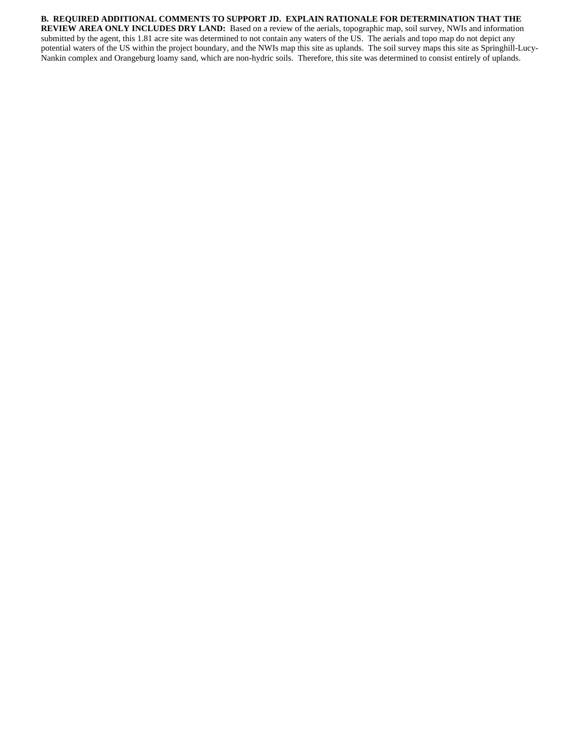**B. REQUIRED ADDITIONAL COMMENTS TO SUPPORT JD. EXPLAIN RATIONALE FOR DETERMINATION THAT THE REVIEW AREA ONLY INCLUDES DRY LAND:** Based on a review of the aerials, topographic map, soil survey, NWIs and information submitted by the agent, this 1.81 acre site was determined to not contain any waters of the US. The aerials and topo map do not depict any potential waters of the US within the project boundary, and the NWIs map this site as uplands. The soil survey maps this site as Springhill-Lucy-Nankin complex and Orangeburg loamy sand, which are non-hydric soils. Therefore, this site was determined to consist entirely of uplands.